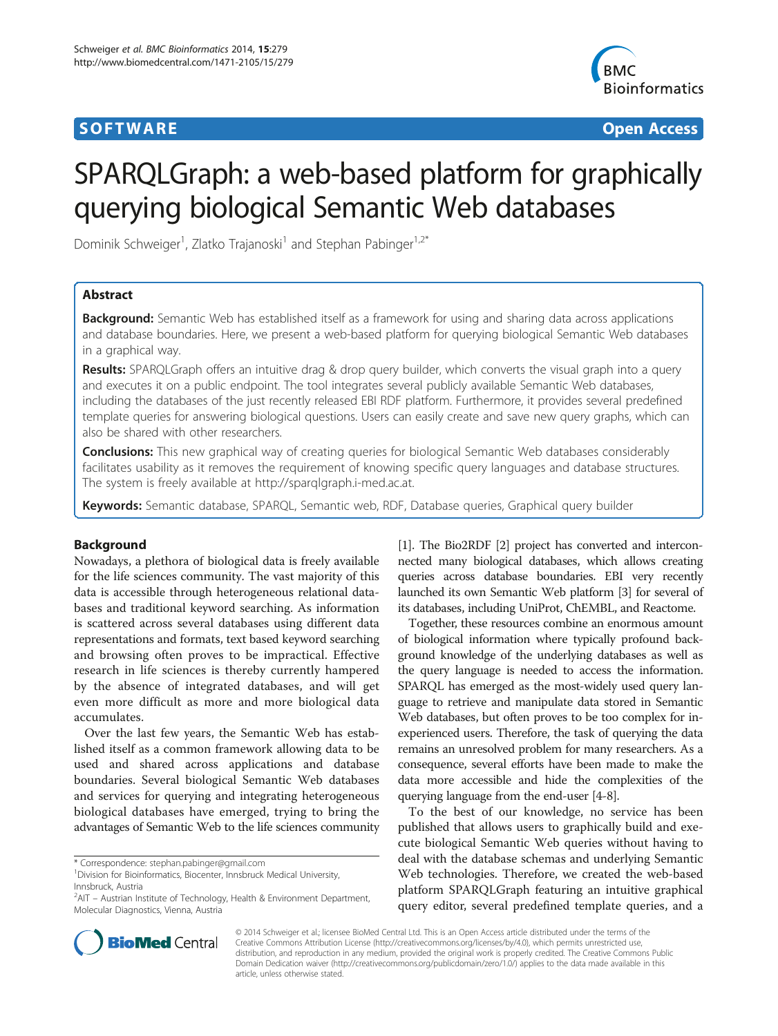**SOFTWARE** **Open Access**

# SPARQLGraph: a web-based platform for graphically querying biological Semantic Web databases

Dominik Schweiger[1], Zlatko Trajanoski[1] and Stephan Pabinger[1,2*]

## Abstract

**Background:** Semantic Web has established itself as a framework for using and sharing data across applications and database boundaries. Here, we present a web-based platform for querying biological Semantic Web databases in a graphical way.

**Results:** SPARQLGraph offers an intuitive drag & drop query builder, which converts the visual graph into a query and executes it on a public endpoint. The tool integrates several publicly available Semantic Web databases, including the databases of the just recently released EBI RDF platform. Furthermore, it provides several predefined template queries for answering biological questions. Users can easily create and save new query graphs, which can also be shared with other researchers.

**Conclusions:** This new graphical way of creating queries for biological Semantic Web databases considerably facilitates usability as it removes the requirement of knowing specific query languages and database structures. The system is freely available at http://sparqlgraph.i-med.ac.at.

**Keywords:** Semantic database, SPARQL, Semantic web, RDF, Database queries, Graphical query builder

## Background

Nowadays, a plethora of biological data is freely available for the life sciences community. The vast majority of this data is accessible through heterogeneous relational databases and traditional keyword searching. As information is scattered across several databases using different data representations and formats, text based keyword searching and browsing often proves to be impractical. Effective research in life sciences is thereby currently hampered by the absence of integrated databases, and will get even more difficult as more and more biological data accumulates.

Over the last few years, the Semantic Web has established itself as a common framework allowing data to be used and shared across applications and database boundaries. Several biological Semantic Web databases and services for querying and integrating heterogeneous biological databases have emerged, trying to bring the advantages of Semantic Web to the life sciences community [1]. The Bio2RDF [2] project has converted and interconnected many biological databases, which allows creating queries across database boundaries. EBI very recently launched its own Semantic Web platform [3] for several of its databases, including UniProt, ChEMBL, and Reactome.

Together, these resources combine an enormous amount of biological information where typically profound background knowledge of the underlying databases as well as the query language is needed to access the information. SPARQL has emerged as the most-widely used query language to retrieve and manipulate data stored in Semantic Web databases, but often proves to be too complex for inexperienced users. Therefore, the task of querying the data remains an unresolved problem for many researchers. As a consequence, several efforts have been made to make the data more accessible and hide the complexities of the querying language from the end-user [4-8].

To the best of our knowledge, no service has been published that allows users to graphically build and execute biological Semantic Web queries without having to deal with the database schemas and underlying Semantic Web technologies. Therefore, we created the web-based platform SPARQLGraph featuring an intuitive graphical query editor, several predefined template queries, and a

\* Correspondence: stephan.pabinger@gmail.com
[1]Division for Bioinformatics, Biocenter, Innsbruck Medical University, Innsbruck, Austria
[2]AIT – Austrian Institute of Technology, Health & Environment Department, Molecular Diagnostics, Vienna, Austria

© 2014 Schweiger et al.; licensee BioMed Central Ltd. This is an Open Access article distributed under the terms of the Creative Commons Attribution License (http://creativecommons.org/licenses/by/4.0), which permits unrestricted use, distribution, and reproduction in any medium, provided the original work is properly credited. The Creative Commons Public Domain Dedication waiver (http://creativecommons.org/publicdomain/zero/1.0/) applies to the data made available in this article, unless otherwise stated.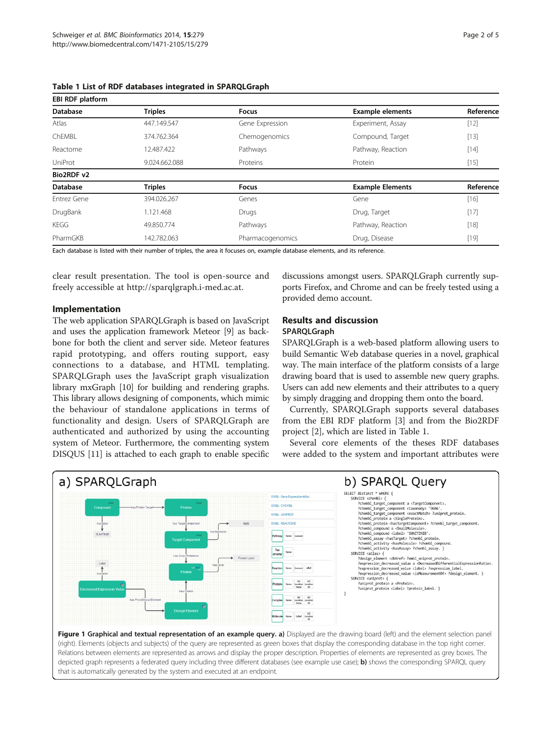**Table 1 List of RDF databases integrated in SPARQLGraph**

| Database | Triples | Focus | Example elements | Reference |
|---|---|---|---|---|
| **EBI RDF platform** | | | | |
| Atlas | 447.149.547 | Gene Expression | Experiment, Assay | [12] |
| ChEMBL | 374.762.364 | Chemogenomics | Compound, Target | [13] |
| Reactome | 12.487.422 | Pathways | Pathway, Reaction | [14] |
| UniProt | 9.024.662.088 | Proteins | Protein | [15] |
| **Bio2RDF v2** | | | | |
| **Database** | **Triples** | **Focus** | **Example Elements** | **Reference** |
| Entrez Gene | 394.026.267 | Genes | Gene | [16] |
| DrugBank | 1.121.468 | Drugs | Drug, Target | [17] |
| KEGG | 49.850.774 | Pathways | Pathway, Reaction | [18] |
| PharmGKB | 142.782.063 | Pharmacogenomics | Drug, Disease | [19] |

Each database is listed with their number of triples, the area it focuses on, example database elements, and its reference.

clear result presentation. The tool is open-source and freely accessible at http://sparqlgraph.i-med.ac.at.

## Implementation

The web application SPARQLGraph is based on JavaScript and uses the application framework Meteor [9] as backbone for both the client and server side. Meteor features rapid prototyping, and offers routing support, easy connections to a database, and HTML templating. SPARQLGraph uses the JavaScript graph visualization library mxGraph [10] for building and rendering graphs. This library allows designing of components, which mimic the behaviour of standalone applications in terms of functionality and design. Users of SPARQLGraph are authenticated and authorized by using the accounting system of Meteor. Furthermore, the commenting system DISQUS [11] is attached to each graph to enable specific discussions amongst users. SPARQLGraph currently supports Firefox, and Chrome and can be freely tested using a provided demo account.

## Results and discussion

### SPARQLGraph

SPARQLGraph is a web-based platform allowing users to build Semantic Web database queries in a novel, graphical way. The main interface of the platform consists of a large drawing board that is used to assemble new query graphs. Users can add new elements and their attributes to a query by simply dragging and dropping them onto the board.

Currently, SPARQLGraph supports several databases from the EBI RDF platform [3] and from the Bio2RDF project [2], which are listed in Table 1.

Several core elements of the theses RDF databases were added to the system and important attributes were

**Figure 1 Graphical and textual representation of an example query. a)** Displayed are the drawing board (left) and the element selection panel (right). Elements (objects and subjects) of the query are represented as green boxes that display the corresponding database in the top right corner. Relations between elements are represented as arrows and display the proper description. Properties of elements are represented as grey boxes. The depicted graph represents a federated query including three different databases (see example use case); **b)** shows the corresponding SPARQL query that is automatically generated by the system and executed at an endpoint.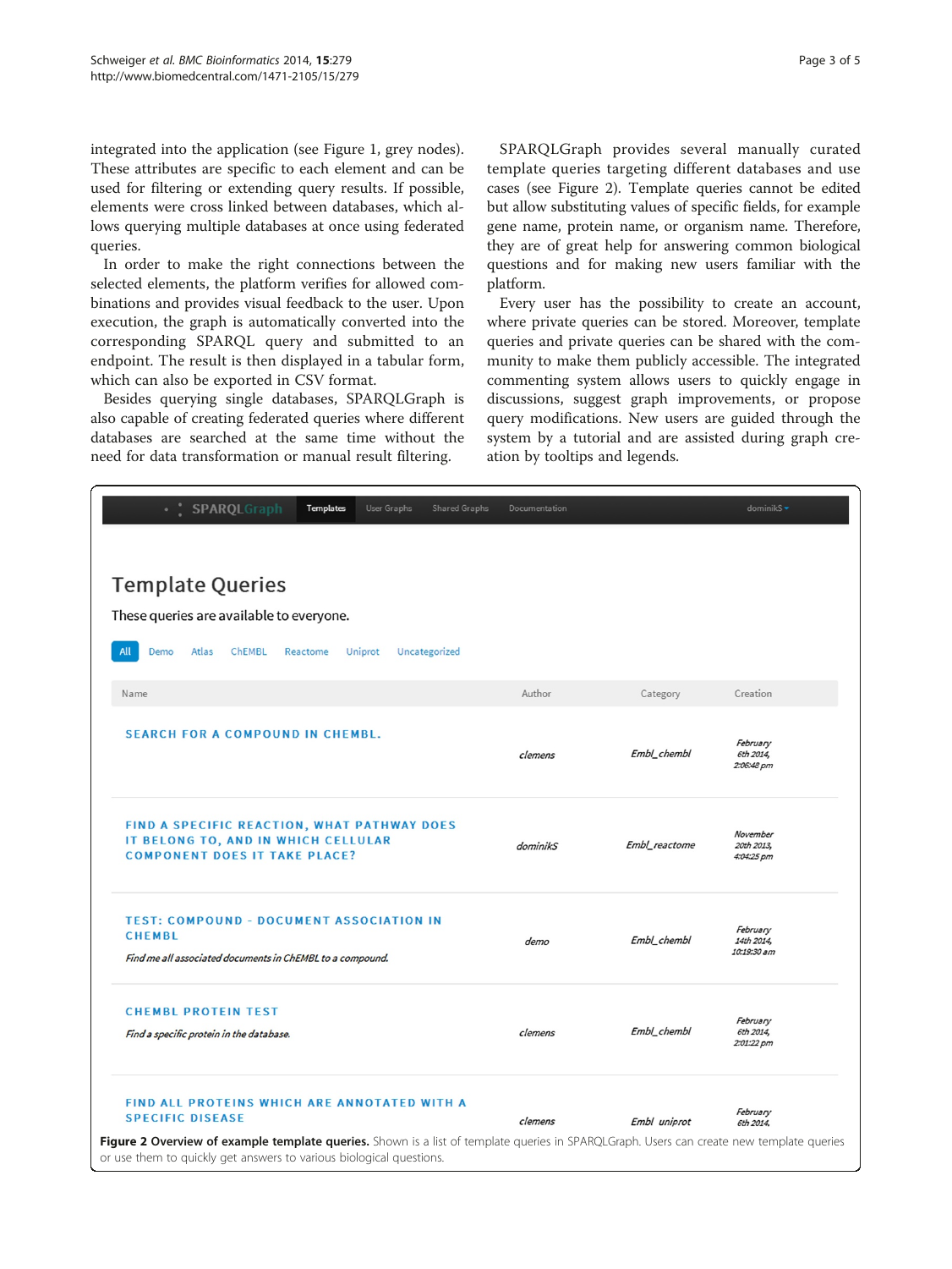integrated into the application (see Figure 1, grey nodes). These attributes are specific to each element and can be used for filtering or extending query results. If possible, elements were cross linked between databases, which allows querying multiple databases at once using federated queries.

In order to make the right connections between the selected elements, the platform verifies for allowed combinations and provides visual feedback to the user. Upon execution, the graph is automatically converted into the corresponding SPARQL query and submitted to an endpoint. The result is then displayed in a tabular form, which can also be exported in CSV format.

Besides querying single databases, SPARQLGraph is also capable of creating federated queries where different databases are searched at the same time without the need for data transformation or manual result filtering.

SPARQLGraph provides several manually curated template queries targeting different databases and use cases (see Figure 2). Template queries cannot be edited but allow substituting values of specific fields, for example gene name, protein name, or organism name. Therefore, they are of great help for answering common biological questions and for making new users familiar with the platform.

Every user has the possibility to create an account, where private queries can be stored. Moreover, template queries and private queries can be shared with the community to make them publicly accessible. The integrated commenting system allows users to quickly engage in discussions, suggest graph improvements, or propose query modifications. New users are guided through the system by a tutorial and are assisted during graph creation by tooltips and legends.

**Figure 2 Overview of example template queries.** Shown is a list of template queries in SPARQLGraph. Users can create new template queries or use them to quickly get answers to various biological questions.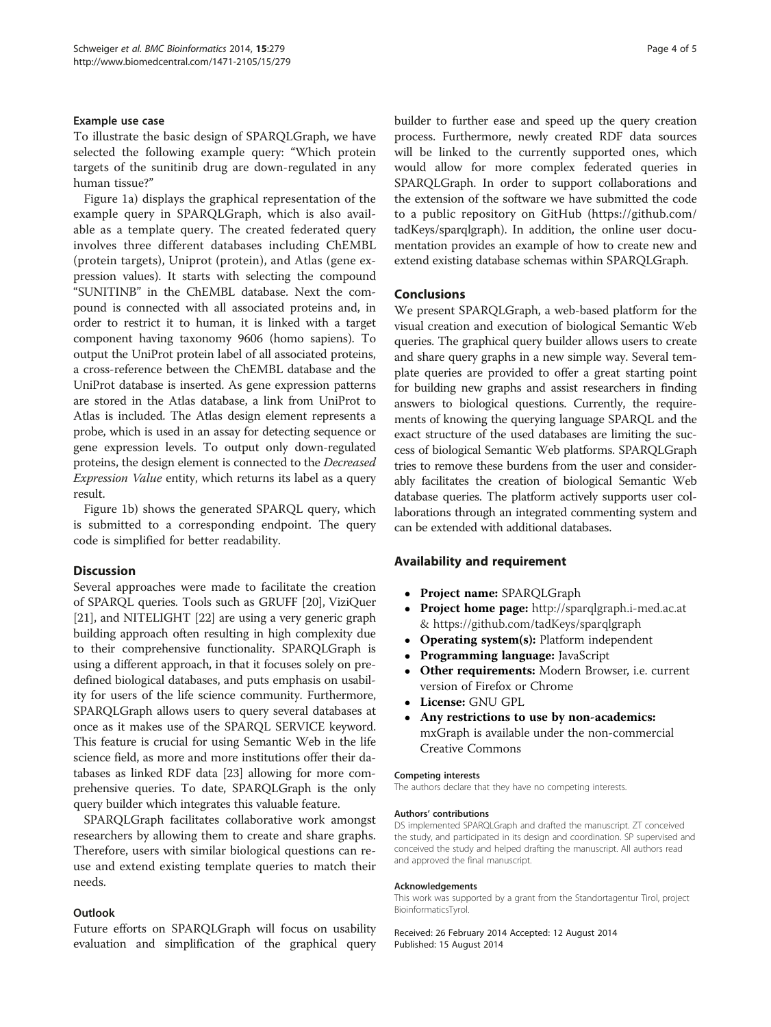### Example use case

To illustrate the basic design of SPARQLGraph, we have selected the following example query: "Which protein targets of the sunitinib drug are down-regulated in any human tissue?"

Figure 1a) displays the graphical representation of the example query in SPARQLGraph, which is also available as a template query. The created federated query involves three different databases including ChEMBL (protein targets), Uniprot (protein), and Atlas (gene expression values). It starts with selecting the compound "SUNITINB" in the ChEMBL database. Next the compound is connected with all associated proteins and, in order to restrict it to human, it is linked with a target component having taxonomy 9606 (homo sapiens). To output the UniProt protein label of all associated proteins, a cross-reference between the ChEMBL database and the UniProt database is inserted. As gene expression patterns are stored in the Atlas database, a link from UniProt to Atlas is included. The Atlas design element represents a probe, which is used in an assay for detecting sequence or gene expression levels. To output only down-regulated proteins, the design element is connected to the *Decreased Expression Value* entity, which returns its label as a query result.

Figure 1b) shows the generated SPARQL query, which is submitted to a corresponding endpoint. The query code is simplified for better readability.

## Discussion

Several approaches were made to facilitate the creation of SPARQL queries. Tools such as GRUFF [20], ViziQuer [21], and NITELIGHT [22] are using a very generic graph building approach often resulting in high complexity due to their comprehensive functionality. SPARQLGraph is using a different approach, in that it focuses solely on predefined biological databases, and puts emphasis on usability for users of the life science community. Furthermore, SPARQLGraph allows users to query several databases at once as it makes use of the SPARQL SERVICE keyword. This feature is crucial for using Semantic Web in the life science field, as more and more institutions offer their databases as linked RDF data [23] allowing for more comprehensive queries. To date, SPARQLGraph is the only query builder which integrates this valuable feature.

SPARQLGraph facilitates collaborative work amongst researchers by allowing them to create and share graphs. Therefore, users with similar biological questions can re-use and extend existing template queries to match their needs.

### Outlook

Future efforts on SPARQLGraph will focus on usability evaluation and simplification of the graphical query builder to further ease and speed up the query creation process. Furthermore, newly created RDF data sources will be linked to the currently supported ones, which would allow for more complex federated queries in SPARQLGraph. In order to support collaborations and the extension of the software we have submitted the code to a public repository on GitHub (https://github.com/tadKeys/sparqlgraph). In addition, the online user documentation provides an example of how to create new and extend existing database schemas within SPARQLGraph.

## Conclusions

We present SPARQLGraph, a web-based platform for the visual creation and execution of biological Semantic Web queries. The graphical query builder allows users to create and share query graphs in a new simple way. Several template queries are provided to offer a great starting point for building new graphs and assist researchers in finding answers to biological questions. Currently, the requirements of knowing the querying language SPARQL and the exact structure of the used databases are limiting the success of biological Semantic Web platforms. SPARQLGraph tries to remove these burdens from the user and considerably facilitates the creation of biological Semantic Web database queries. The platform actively supports user collaborations through an integrated commenting system and can be extended with additional databases.

## Availability and requirement

- **Project name:** SPARQLGraph
- **Project home page:** http://sparqlgraph.i-med.ac.at & https://github.com/tadKeys/sparqlgraph
- **Operating system(s):** Platform independent
- **Programming language:** JavaScript
- **Other requirements:** Modern Browser, i.e. current version of Firefox or Chrome
- **License:** GNU GPL
- **Any restrictions to use by non-academics:** mxGraph is available under the non-commercial Creative Commons

#### Competing interests

The authors declare that they have no competing interests.

#### Authors' contributions

DS implemented SPARQLGraph and drafted the manuscript. ZT conceived the study, and participated in its design and coordination. SP supervised and conceived the study and helped drafting the manuscript. All authors read and approved the final manuscript.

#### Acknowledgements

This work was supported by a grant from the Standortagentur Tirol, project BioinformaticsTyrol.

Received: 26 February 2014 Accepted: 12 August 2014
Published: 15 August 2014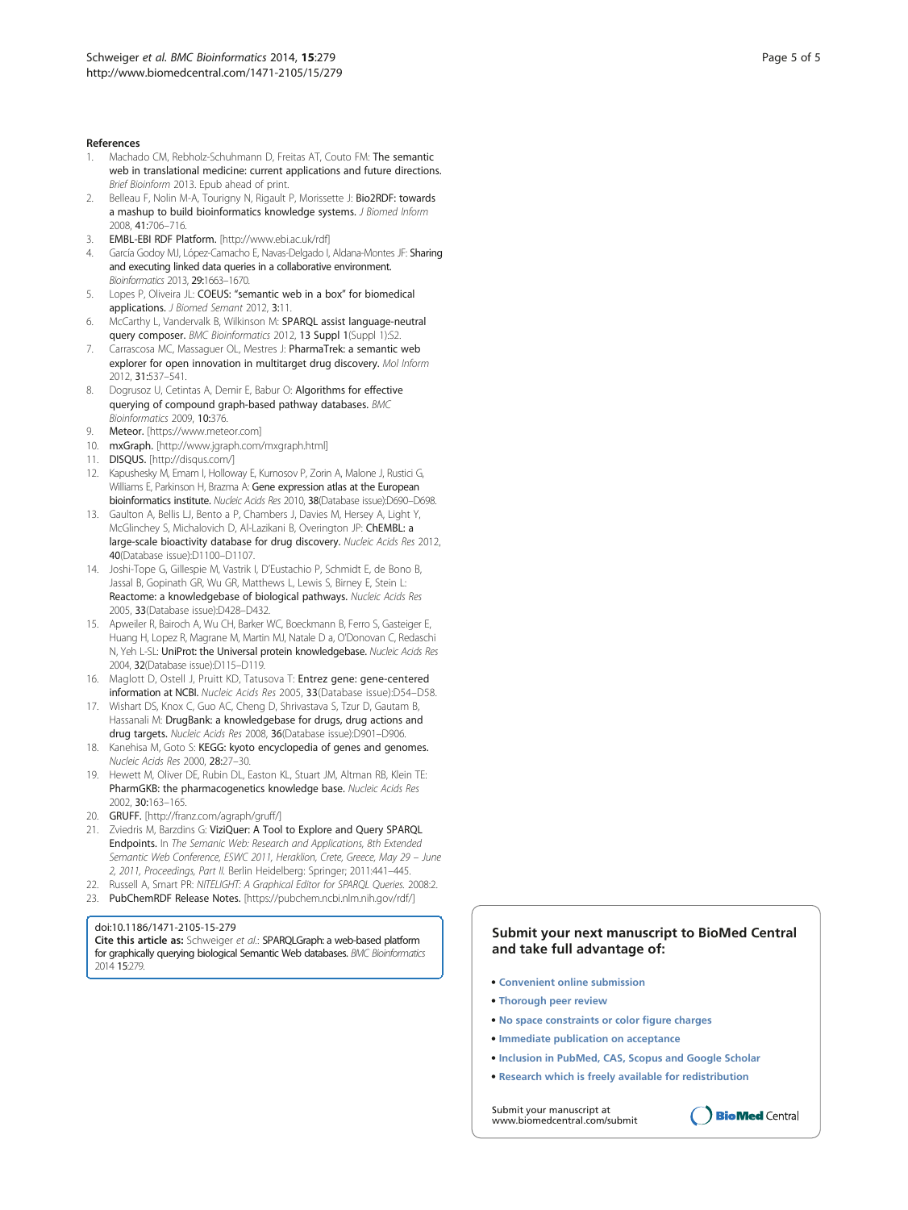## References

1. Machado CM, Rebholz-Schuhmann D, Freitas AT, Couto FM: **The semantic web in translational medicine: current applications and future directions.** *Brief Bioinform* 2013. Epub ahead of print.
2. Belleau F, Nolin M-A, Tourigny N, Rigault P, Morissette J: **Bio2RDF: towards a mashup to build bioinformatics knowledge systems.** *J Biomed Inform* 2008, **41:**706–716.
3. **EMBL-EBI RDF Platform.** [http://www.ebi.ac.uk/rdf]
4. García Godoy MJ, López-Camacho E, Navas-Delgado I, Aldana-Montes JF: **Sharing and executing linked data queries in a collaborative environment.** *Bioinformatics* 2013, **29:**1663–1670.
5. Lopes P, Oliveira JL: **COEUS: "semantic web in a box" for biomedical applications.** *J Biomed Semant* 2012, **3:**11.
6. McCarthy L, Vandervalk B, Wilkinson M: **SPARQL assist language-neutral query composer.** *BMC Bioinformatics* 2012, **13 Suppl 1**(Suppl 1):S2.
7. Carrascosa MC, Massaguer OL, Mestres J: **PharmaTrek: a semantic web explorer for open innovation in multitarget drug discovery.** *Mol Inform* 2012, **31:**537–541.
8. Dogrusoz U, Cetintas A, Demir E, Babur O: **Algorithms for effective querying of compound graph-based pathway databases.** *BMC Bioinformatics* 2009, **10:**376.
9. **Meteor.** [https://www.meteor.com]
10. **mxGraph.** [http://www.jgraph.com/mxgraph.html]
11. **DISQUS.** [http://disqus.com/]
12. Kapushesky M, Emam I, Holloway E, Kurnosov P, Zorin A, Malone J, Rustici G, Williams E, Parkinson H, Brazma A: **Gene expression atlas at the European bioinformatics institute.** *Nucleic Acids Res* 2010, **38**(Database issue):D690–D698.
13. Gaulton A, Bellis LJ, Bento a P, Chambers J, Davies M, Hersey A, Light Y, McGlinchey S, Michalovich D, Al-Lazikani B, Overington JP: **ChEMBL: a large-scale bioactivity database for drug discovery.** *Nucleic Acids Res* 2012, **40**(Database issue):D1100–D1107.
14. Joshi-Tope G, Gillespie M, Vastrik I, D'Eustachio P, Schmidt E, de Bono B, Jassal B, Gopinath GR, Wu GR, Matthews L, Lewis S, Birney E, Stein L: **Reactome: a knowledgebase of biological pathways.** *Nucleic Acids Res* 2005, **33**(Database issue):D428–D432.
15. Apweiler R, Bairoch A, Wu CH, Barker WC, Boeckmann B, Ferro S, Gasteiger E, Huang H, Lopez R, Magrane M, Martin MJ, Natale D a, O'Donovan C, Redaschi N, Yeh L-SL: **UniProt: the Universal protein knowledgebase.** *Nucleic Acids Res* 2004, **32**(Database issue):D115–D119.
16. Maglott D, Ostell J, Pruitt KD, Tatusova T: **Entrez gene: gene-centered information at NCBI.** *Nucleic Acids Res* 2005, **33**(Database issue):D54–D58.
17. Wishart DS, Knox C, Guo AC, Cheng D, Shrivastava S, Tzur D, Gautam B, Hassanali M: **DrugBank: a knowledgebase for drugs, drug actions and drug targets.** *Nucleic Acids Res* 2008, **36**(Database issue):D901–D906.
18. Kanehisa M, Goto S: **KEGG: kyoto encyclopedia of genes and genomes.** *Nucleic Acids Res* 2000, **28:**27–30.
19. Hewett M, Oliver DE, Rubin DL, Easton KL, Stuart JM, Altman RB, Klein TE: **PharmGKB: the pharmacogenetics knowledge base.** *Nucleic Acids Res* 2002, **30:**163–165.
20. **GRUFF.** [http://franz.com/agraph/gruff/]
21. Zviedris M, Barzdins G: **ViziQuer: A Tool to Explore and Query SPARQL Endpoints.** In *The Semantic Web: Research and Applications, 8th Extended Semantic Web Conference, ESWC 2011, Heraklion, Crete, Greece, May 29 – June 2, 2011, Proceedings, Part II.* Berlin Heidelberg: Springer; 2011:441–445.
22. Russell A, Smart PR: *NITELIGHT: A Graphical Editor for SPARQL Queries.* 2008:2.
23. **PubChemRDF Release Notes.** [https://pubchem.ncbi.nlm.nih.gov/rdf/]

doi:10.1186/1471-2105-15-279

**Cite this article as:** Schweiger *et al.*: SPARQLGraph: a web-based platform for graphically querying biological Semantic Web databases. *BMC Bioinformatics* 2014 **15**:279.

**Submit your next manuscript to BioMed Central and take full advantage of:**

- **Convenient online submission**
- **Thorough peer review**
- **No space constraints or color figure charges**
- **Immediate publication on acceptance**
- **Inclusion in PubMed, CAS, Scopus and Google Scholar**
- **Research which is freely available for redistribution**

Submit your manuscript at www.biomedcentral.com/submit

BioMed Central